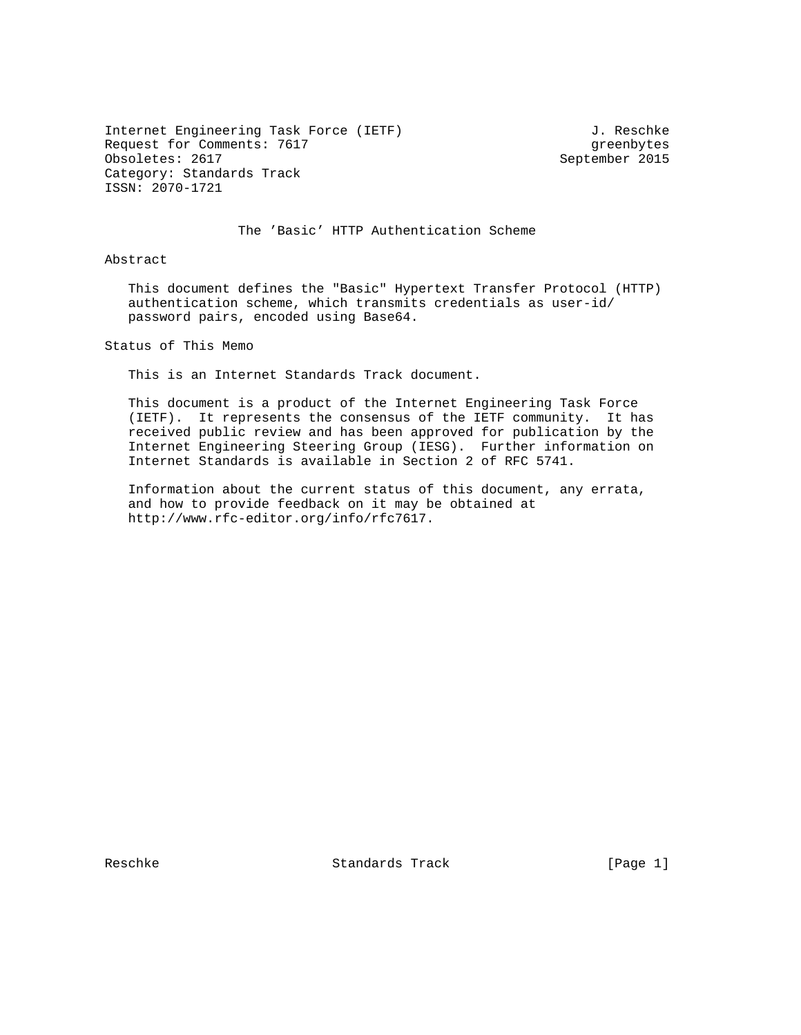Internet Engineering Task Force (IETF) — J. Reschke, greenbytes
Request for Comments: 7617 — September 2015
Obsoletes: 2617
Category: Standards Track
ISSN: 2070-1721

# The 'Basic' HTTP Authentication Scheme

## Abstract

This document defines the "Basic" Hypertext Transfer Protocol (HTTP) authentication scheme, which transmits credentials as user-id/password pairs, encoded using Base64.

## Status of This Memo

This is an Internet Standards Track document.

This document is a product of the Internet Engineering Task Force (IETF). It represents the consensus of the IETF community. It has received public review and has been approved for publication by the Internet Engineering Steering Group (IESG). Further information on Internet Standards is available in Section 2 of RFC 5741.

Information about the current status of this document, any errata, and how to provide feedback on it may be obtained at http://www.rfc-editor.org/info/rfc7617.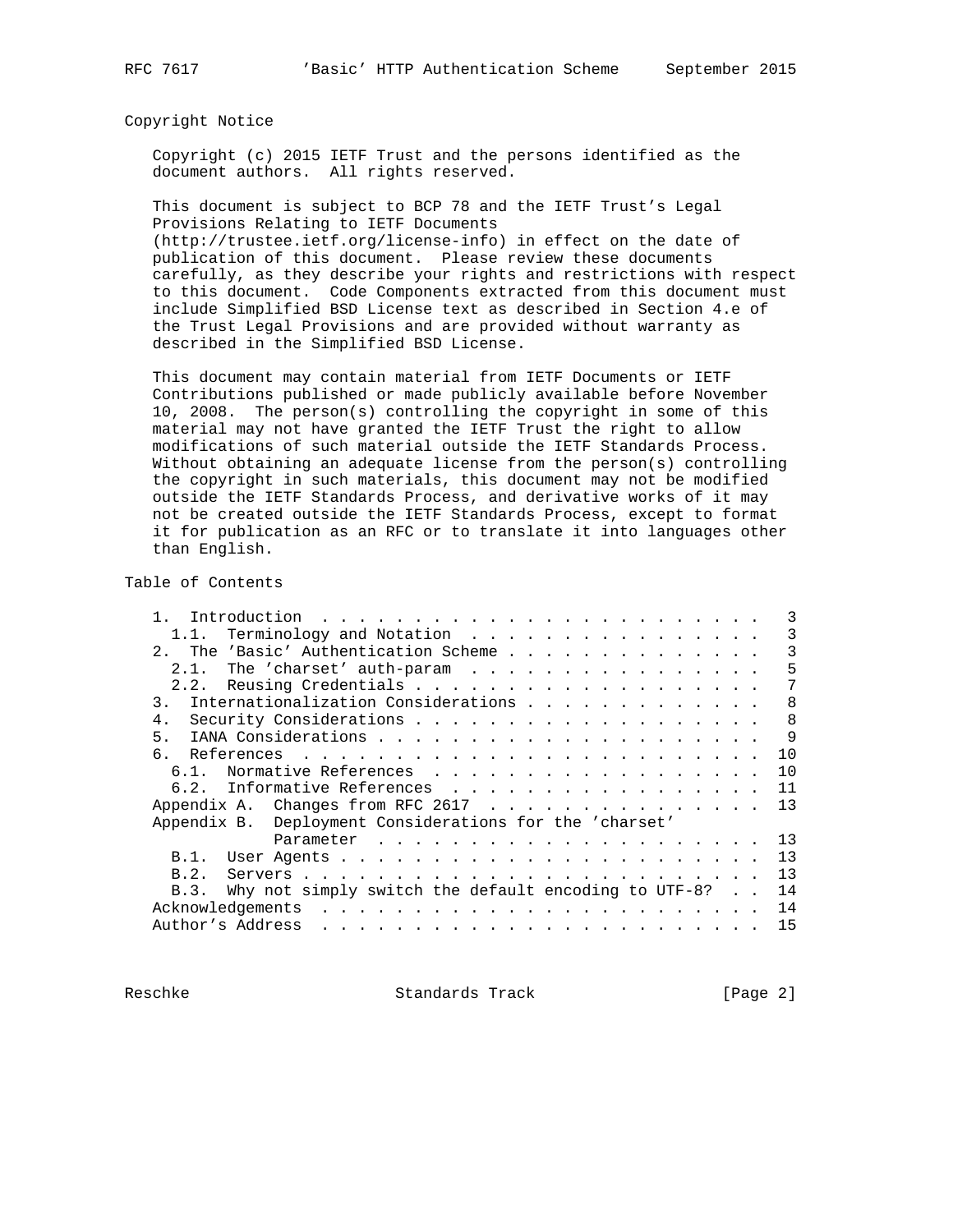## Copyright Notice

Copyright (c) 2015 IETF Trust and the persons identified as the document authors. All rights reserved.

This document is subject to BCP 78 and the IETF Trust's Legal Provisions Relating to IETF Documents (http://trustee.ietf.org/license-info) in effect on the date of publication of this document. Please review these documents carefully, as they describe your rights and restrictions with respect to this document. Code Components extracted from this document must include Simplified BSD License text as described in Section 4.e of the Trust Legal Provisions and are provided without warranty as described in the Simplified BSD License.

This document may contain material from IETF Documents or IETF Contributions published or made publicly available before November 10, 2008. The person(s) controlling the copyright in some of this material may not have granted the IETF Trust the right to allow modifications of such material outside the IETF Standards Process. Without obtaining an adequate license from the person(s) controlling the copyright in such materials, this document may not be modified outside the IETF Standards Process, and derivative works of it may not be created outside the IETF Standards Process, except to format it for publication as an RFC or to translate it into languages other than English.

## Table of Contents

```
   1.  Introduction . . . . . . . . . . . . . . . . . . . . . . . .   3
     1.1.  Terminology and Notation . . . . . . . . . . . . . . . . .   3
   2.  The 'Basic' Authentication Scheme . . . . . . . . . . . . . .   3
     2.1.  The 'charset' auth-param . . . . . . . . . . . . . . . . .   5
     2.2.  Reusing Credentials . . . . . . . . . . . . . . . . . . .   7
   3.  Internationalization Considerations . . . . . . . . . . . . .   8
   4.  Security Considerations . . . . . . . . . . . . . . . . . . .   8
   5.  IANA Considerations . . . . . . . . . . . . . . . . . . . . .   9
   6.  References . . . . . . . . . . . . . . . . . . . . . . . . .  10
     6.1.  Normative References . . . . . . . . . . . . . . . . . .  10
     6.2.  Informative References . . . . . . . . . . . . . . . . .  11
   Appendix A.  Changes from RFC 2617 . . . . . . . . . . . . . . .  13
   Appendix B.  Deployment Considerations for the 'charset'
                Parameter . . . . . . . . . . . . . . . . . . . . .  13
     B.1.  User Agents . . . . . . . . . . . . . . . . . . . . . . .  13
     B.2.  Servers . . . . . . . . . . . . . . . . . . . . . . . . .  13
     B.3.  Why not simply switch the default encoding to UTF-8?  . .  14
   Acknowledgements . . . . . . . . . . . . . . . . . . . . . . . .  14
   Author's Address . . . . . . . . . . . . . . . . . . . . . . . .  15
```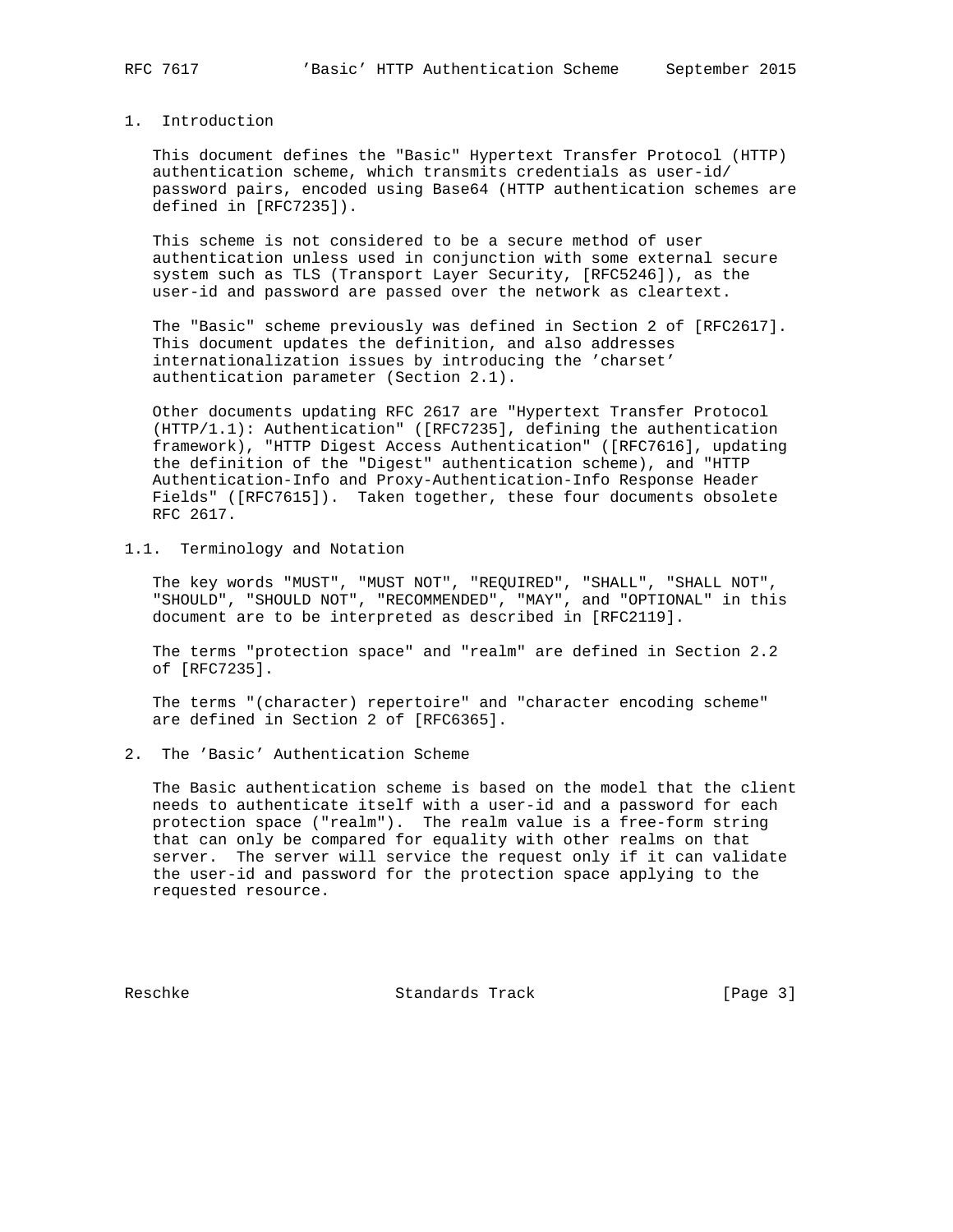## 1. Introduction

This document defines the "Basic" Hypertext Transfer Protocol (HTTP) authentication scheme, which transmits credentials as user-id/ password pairs, encoded using Base64 (HTTP authentication schemes are defined in [RFC7235]).

This scheme is not considered to be a secure method of user authentication unless used in conjunction with some external secure system such as TLS (Transport Layer Security, [RFC5246]), as the user-id and password are passed over the network as cleartext.

The "Basic" scheme previously was defined in Section 2 of [RFC2617]. This document updates the definition, and also addresses internationalization issues by introducing the 'charset' authentication parameter (Section 2.1).

Other documents updating RFC 2617 are "Hypertext Transfer Protocol (HTTP/1.1): Authentication" ([RFC7235], defining the authentication framework), "HTTP Digest Access Authentication" ([RFC7616], updating the definition of the "Digest" authentication scheme), and "HTTP Authentication-Info and Proxy-Authentication-Info Response Header Fields" ([RFC7615]). Taken together, these four documents obsolete RFC 2617.

### 1.1. Terminology and Notation

The key words "MUST", "MUST NOT", "REQUIRED", "SHALL", "SHALL NOT", "SHOULD", "SHOULD NOT", "RECOMMENDED", "MAY", and "OPTIONAL" in this document are to be interpreted as described in [RFC2119].

The terms "protection space" and "realm" are defined in Section 2.2 of [RFC7235].

The terms "(character) repertoire" and "character encoding scheme" are defined in Section 2 of [RFC6365].

## 2. The 'Basic' Authentication Scheme

The Basic authentication scheme is based on the model that the client needs to authenticate itself with a user-id and a password for each protection space ("realm"). The realm value is a free-form string that can only be compared for equality with other realms on that server. The server will service the request only if it can validate the user-id and password for the protection space applying to the requested resource.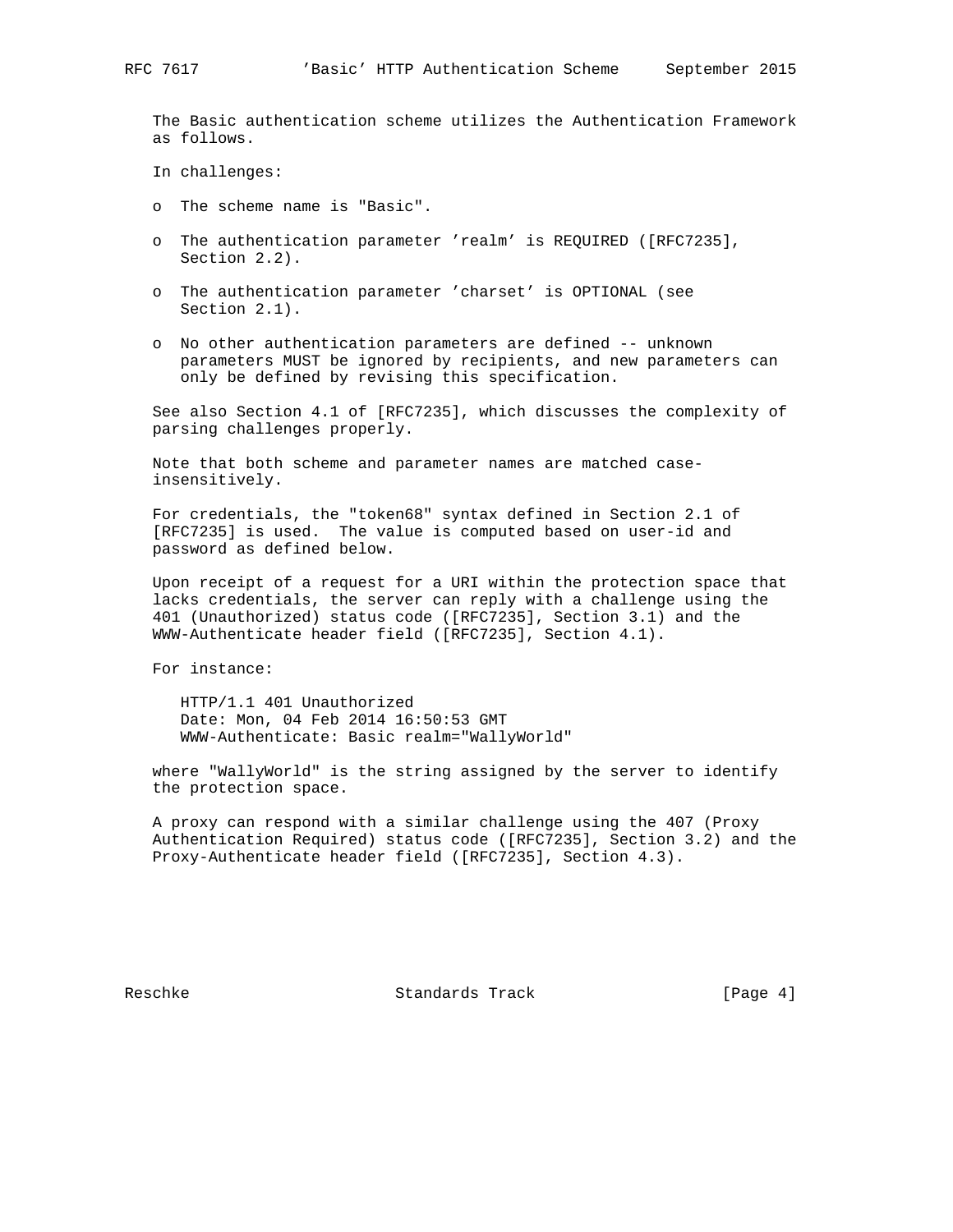The Basic authentication scheme utilizes the Authentication Framework as follows.

In challenges:

- The scheme name is "Basic".
- The authentication parameter 'realm' is REQUIRED ([RFC7235], Section 2.2).
- The authentication parameter 'charset' is OPTIONAL (see Section 2.1).
- No other authentication parameters are defined -- unknown parameters MUST be ignored by recipients, and new parameters can only be defined by revising this specification.

See also Section 4.1 of [RFC7235], which discusses the complexity of parsing challenges properly.

Note that both scheme and parameter names are matched case-insensitively.

For credentials, the "token68" syntax defined in Section 2.1 of [RFC7235] is used. The value is computed based on user-id and password as defined below.

Upon receipt of a request for a URI within the protection space that lacks credentials, the server can reply with a challenge using the 401 (Unauthorized) status code ([RFC7235], Section 3.1) and the WWW-Authenticate header field ([RFC7235], Section 4.1).

For instance:

```
HTTP/1.1 401 Unauthorized
Date: Mon, 04 Feb 2014 16:50:53 GMT
WWW-Authenticate: Basic realm="WallyWorld"
```

where "WallyWorld" is the string assigned by the server to identify the protection space.

A proxy can respond with a similar challenge using the 407 (Proxy Authentication Required) status code ([RFC7235], Section 3.2) and the Proxy-Authenticate header field ([RFC7235], Section 4.3).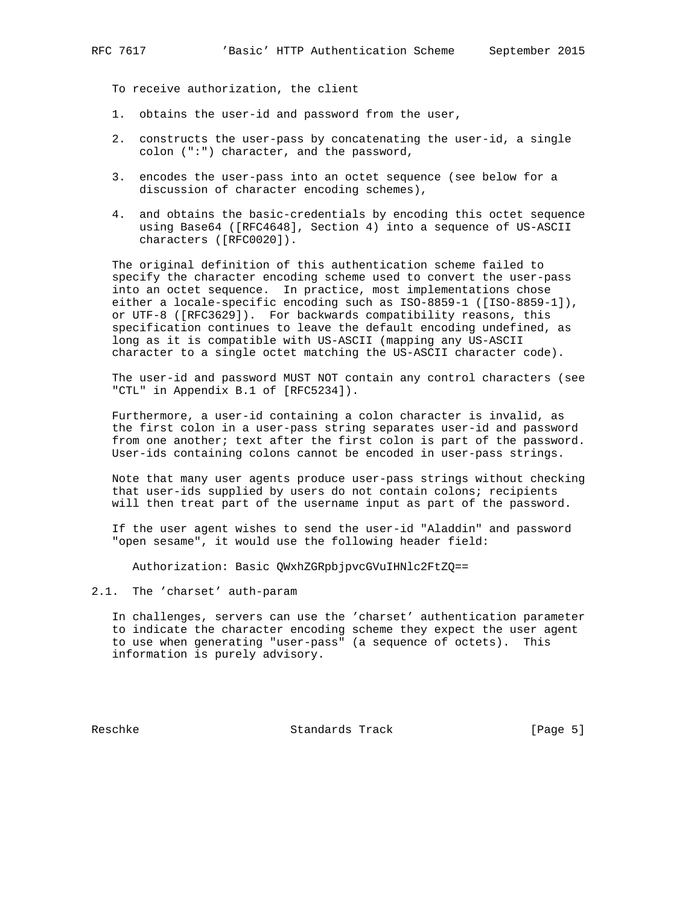To receive authorization, the client

1. obtains the user-id and password from the user,

2. constructs the user-pass by concatenating the user-id, a single colon (":") character, and the password,

3. encodes the user-pass into an octet sequence (see below for a discussion of character encoding schemes),

4. and obtains the basic-credentials by encoding this octet sequence using Base64 ([RFC4648], Section 4) into a sequence of US-ASCII characters ([RFC0020]).

The original definition of this authentication scheme failed to specify the character encoding scheme used to convert the user-pass into an octet sequence. In practice, most implementations chose either a locale-specific encoding such as ISO-8859-1 ([ISO-8859-1]), or UTF-8 ([RFC3629]). For backwards compatibility reasons, this specification continues to leave the default encoding undefined, as long as it is compatible with US-ASCII (mapping any US-ASCII character to a single octet matching the US-ASCII character code).

The user-id and password MUST NOT contain any control characters (see "CTL" in Appendix B.1 of [RFC5234]).

Furthermore, a user-id containing a colon character is invalid, as the first colon in a user-pass string separates user-id and password from one another; text after the first colon is part of the password. User-ids containing colons cannot be encoded in user-pass strings.

Note that many user agents produce user-pass strings without checking that user-ids supplied by users do not contain colons; recipients will then treat part of the username input as part of the password.

If the user agent wishes to send the user-id "Aladdin" and password "open sesame", it would use the following header field:

```
Authorization: Basic QWxhZGRpbjpvcGVuIHNlc2FtZQ==
```

## 2.1. The 'charset' auth-param

In challenges, servers can use the 'charset' authentication parameter to indicate the character encoding scheme they expect the user agent to use when generating "user-pass" (a sequence of octets). This information is purely advisory.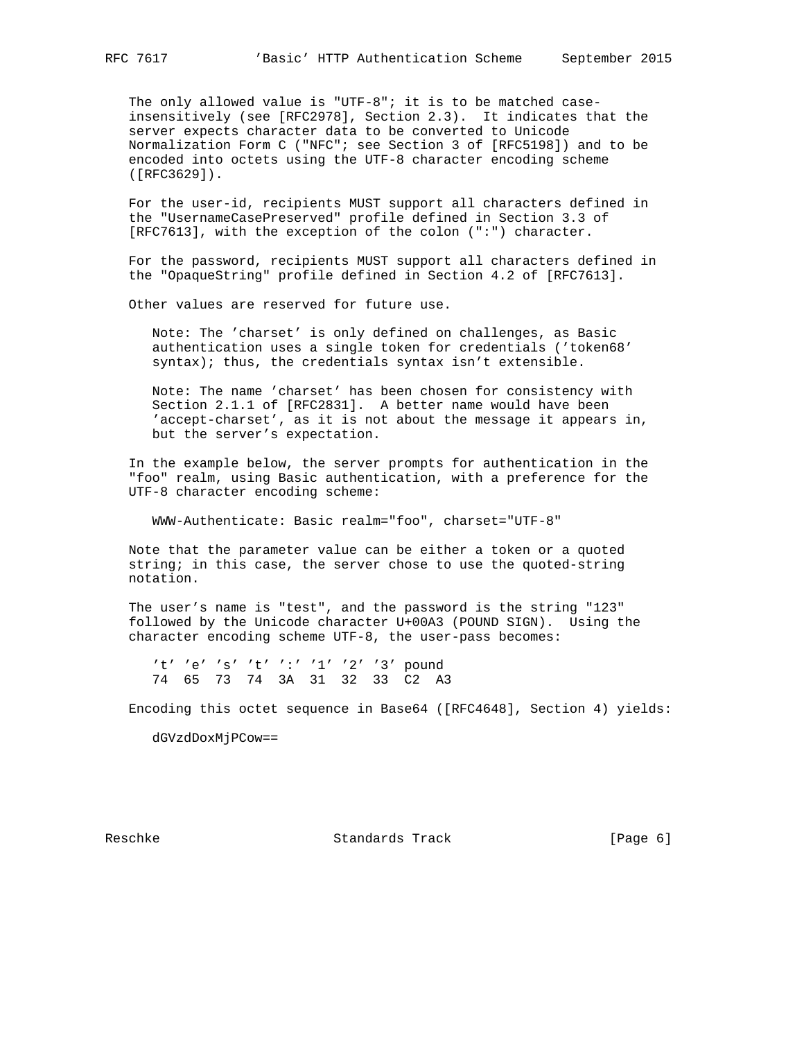The only allowed value is "UTF-8"; it is to be matched case-insensitively (see [RFC2978], Section 2.3). It indicates that the server expects character data to be converted to Unicode Normalization Form C ("NFC"; see Section 3 of [RFC5198]) and to be encoded into octets using the UTF-8 character encoding scheme ([RFC3629]).

For the user-id, recipients MUST support all characters defined in the "UsernameCasePreserved" profile defined in Section 3.3 of [RFC7613], with the exception of the colon (":") character.

For the password, recipients MUST support all characters defined in the "OpaqueString" profile defined in Section 4.2 of [RFC7613].

Other values are reserved for future use.

> Note: The 'charset' is only defined on challenges, as Basic authentication uses a single token for credentials ('token68' syntax); thus, the credentials syntax isn't extensible.

> Note: The name 'charset' has been chosen for consistency with Section 2.1.1 of [RFC2831]. A better name would have been 'accept-charset', as it is not about the message it appears in, but the server's expectation.

In the example below, the server prompts for authentication in the "foo" realm, using Basic authentication, with a preference for the UTF-8 character encoding scheme:

```
WWW-Authenticate: Basic realm="foo", charset="UTF-8"
```

Note that the parameter value can be either a token or a quoted string; in this case, the server chose to use the quoted-string notation.

The user's name is "test", and the password is the string "123" followed by the Unicode character U+00A3 (POUND SIGN). Using the character encoding scheme UTF-8, the user-pass becomes:

```
't' 'e' 's' 't' ':' '1' '2' '3' pound
74  65  73  74  3A  31  32  33  C2  A3
```

Encoding this octet sequence in Base64 ([RFC4648], Section 4) yields:

```
dGVzdDoxMjPCow==
```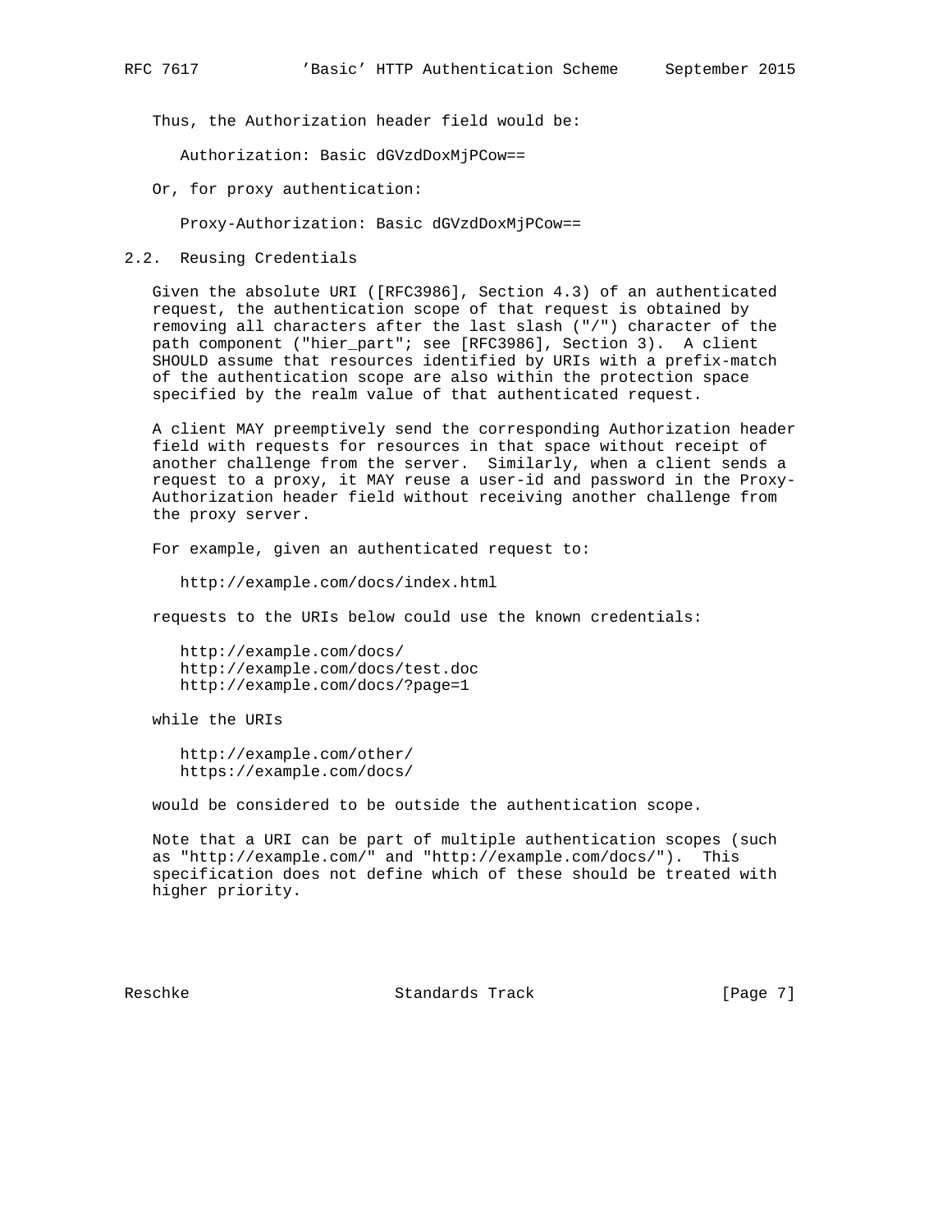Thus, the Authorization header field would be:

```
Authorization: Basic dGVzdDoxMjPCow==
```

Or, for proxy authentication:

```
Proxy-Authorization: Basic dGVzdDoxMjPCow==
```

## 2.2. Reusing Credentials

Given the absolute URI ([RFC3986], Section 4.3) of an authenticated request, the authentication scope of that request is obtained by removing all characters after the last slash ("/") character of the path component ("hier_part"; see [RFC3986], Section 3). A client SHOULD assume that resources identified by URIs with a prefix-match of the authentication scope are also within the protection space specified by the realm value of that authenticated request.

A client MAY preemptively send the corresponding Authorization header field with requests for resources in that space without receipt of another challenge from the server. Similarly, when a client sends a request to a proxy, it MAY reuse a user-id and password in the Proxy-Authorization header field without receiving another challenge from the proxy server.

For example, given an authenticated request to:

```
http://example.com/docs/index.html
```

requests to the URIs below could use the known credentials:

```
http://example.com/docs/
http://example.com/docs/test.doc
http://example.com/docs/?page=1
```

while the URIs

```
http://example.com/other/
https://example.com/docs/
```

would be considered to be outside the authentication scope.

Note that a URI can be part of multiple authentication scopes (such as "http://example.com/" and "http://example.com/docs/"). This specification does not define which of these should be treated with higher priority.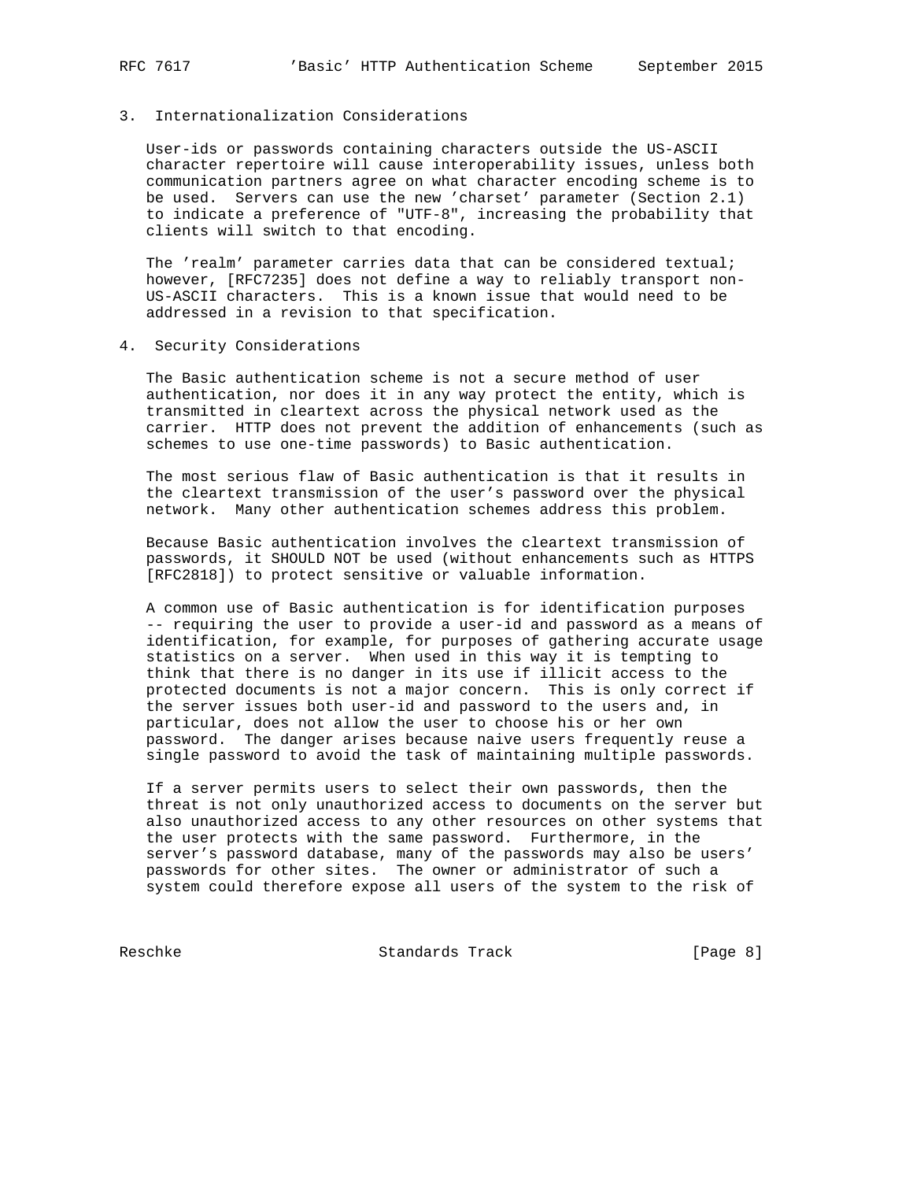## 3. Internationalization Considerations

User-ids or passwords containing characters outside the US-ASCII character repertoire will cause interoperability issues, unless both communication partners agree on what character encoding scheme is to be used. Servers can use the new 'charset' parameter (Section 2.1) to indicate a preference of "UTF-8", increasing the probability that clients will switch to that encoding.

The 'realm' parameter carries data that can be considered textual; however, [RFC7235] does not define a way to reliably transport non-US-ASCII characters. This is a known issue that would need to be addressed in a revision to that specification.

## 4. Security Considerations

The Basic authentication scheme is not a secure method of user authentication, nor does it in any way protect the entity, which is transmitted in cleartext across the physical network used as the carrier. HTTP does not prevent the addition of enhancements (such as schemes to use one-time passwords) to Basic authentication.

The most serious flaw of Basic authentication is that it results in the cleartext transmission of the user's password over the physical network. Many other authentication schemes address this problem.

Because Basic authentication involves the cleartext transmission of passwords, it SHOULD NOT be used (without enhancements such as HTTPS [RFC2818]) to protect sensitive or valuable information.

A common use of Basic authentication is for identification purposes -- requiring the user to provide a user-id and password as a means of identification, for example, for purposes of gathering accurate usage statistics on a server. When used in this way it is tempting to think that there is no danger in its use if illicit access to the protected documents is not a major concern. This is only correct if the server issues both user-id and password to the users and, in particular, does not allow the user to choose his or her own password. The danger arises because naive users frequently reuse a single password to avoid the task of maintaining multiple passwords.

If a server permits users to select their own passwords, then the threat is not only unauthorized access to documents on the server but also unauthorized access to any other resources on other systems that the user protects with the same password. Furthermore, in the server's password database, many of the passwords may also be users' passwords for other sites. The owner or administrator of such a system could therefore expose all users of the system to the risk of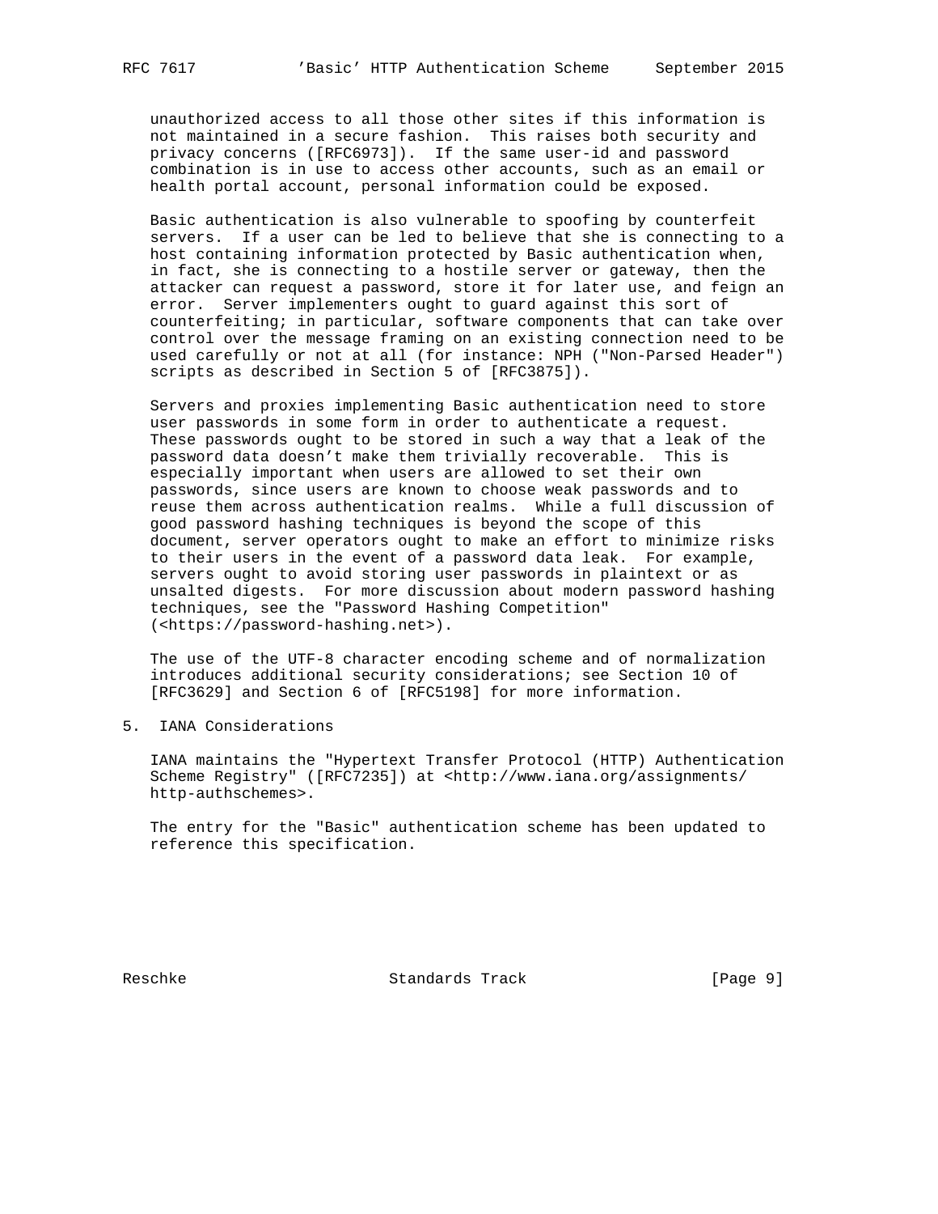unauthorized access to all those other sites if this information is not maintained in a secure fashion. This raises both security and privacy concerns ([RFC6973]). If the same user-id and password combination is in use to access other accounts, such as an email or health portal account, personal information could be exposed.

Basic authentication is also vulnerable to spoofing by counterfeit servers. If a user can be led to believe that she is connecting to a host containing information protected by Basic authentication when, in fact, she is connecting to a hostile server or gateway, then the attacker can request a password, store it for later use, and feign an error. Server implementers ought to guard against this sort of counterfeiting; in particular, software components that can take over control over the message framing on an existing connection need to be used carefully or not at all (for instance: NPH ("Non-Parsed Header") scripts as described in Section 5 of [RFC3875]).

Servers and proxies implementing Basic authentication need to store user passwords in some form in order to authenticate a request. These passwords ought to be stored in such a way that a leak of the password data doesn't make them trivially recoverable. This is especially important when users are allowed to set their own passwords, since users are known to choose weak passwords and to reuse them across authentication realms. While a full discussion of good password hashing techniques is beyond the scope of this document, server operators ought to make an effort to minimize risks to their users in the event of a password data leak. For example, servers ought to avoid storing user passwords in plaintext or as unsalted digests. For more discussion about modern password hashing techniques, see the "Password Hashing Competition" (<https://password-hashing.net>).

The use of the UTF-8 character encoding scheme and of normalization introduces additional security considerations; see Section 10 of [RFC3629] and Section 6 of [RFC5198] for more information.

## 5. IANA Considerations

IANA maintains the "Hypertext Transfer Protocol (HTTP) Authentication Scheme Registry" ([RFC7235]) at <http://www.iana.org/assignments/http-authschemes>.

The entry for the "Basic" authentication scheme has been updated to reference this specification.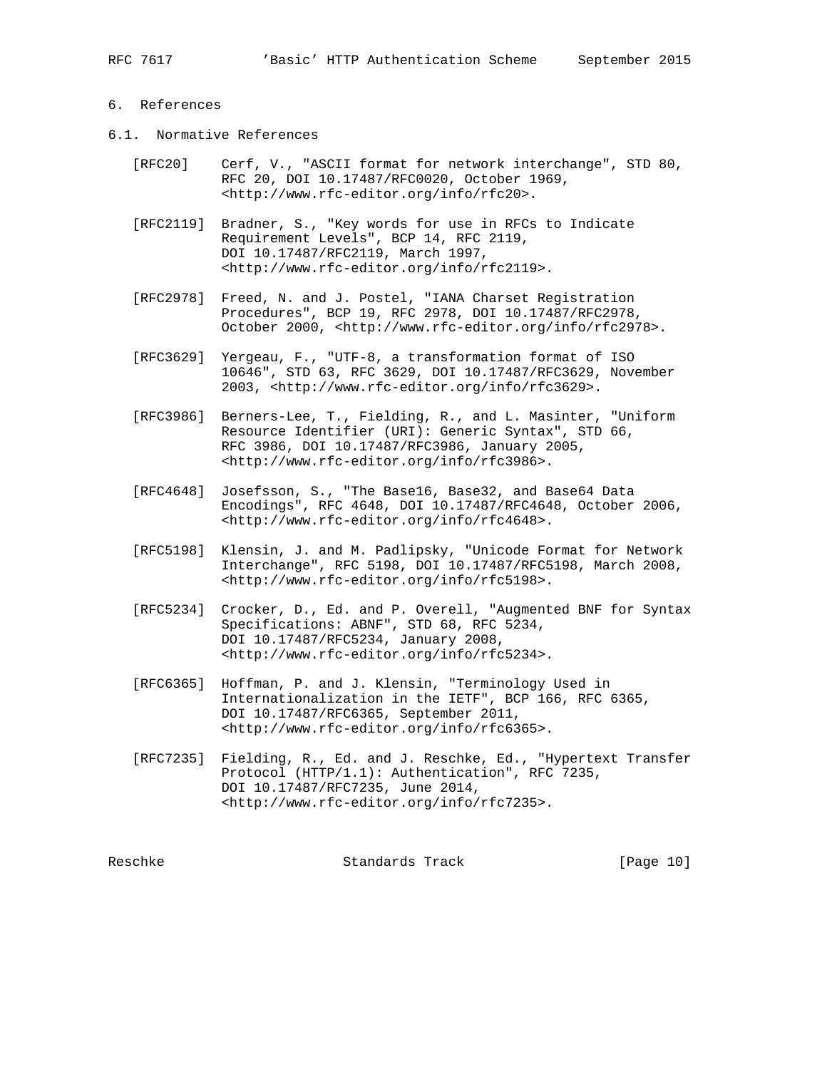## 6. References

### 6.1. Normative References

[RFC20] Cerf, V., "ASCII format for network interchange", STD 80, RFC 20, DOI 10.17487/RFC0020, October 1969, <http://www.rfc-editor.org/info/rfc20>.

[RFC2119] Bradner, S., "Key words for use in RFCs to Indicate Requirement Levels", BCP 14, RFC 2119, DOI 10.17487/RFC2119, March 1997, <http://www.rfc-editor.org/info/rfc2119>.

[RFC2978] Freed, N. and J. Postel, "IANA Charset Registration Procedures", BCP 19, RFC 2978, DOI 10.17487/RFC2978, October 2000, <http://www.rfc-editor.org/info/rfc2978>.

[RFC3629] Yergeau, F., "UTF-8, a transformation format of ISO 10646", STD 63, RFC 3629, DOI 10.17487/RFC3629, November 2003, <http://www.rfc-editor.org/info/rfc3629>.

[RFC3986] Berners-Lee, T., Fielding, R., and L. Masinter, "Uniform Resource Identifier (URI): Generic Syntax", STD 66, RFC 3986, DOI 10.17487/RFC3986, January 2005, <http://www.rfc-editor.org/info/rfc3986>.

[RFC4648] Josefsson, S., "The Base16, Base32, and Base64 Data Encodings", RFC 4648, DOI 10.17487/RFC4648, October 2006, <http://www.rfc-editor.org/info/rfc4648>.

[RFC5198] Klensin, J. and M. Padlipsky, "Unicode Format for Network Interchange", RFC 5198, DOI 10.17487/RFC5198, March 2008, <http://www.rfc-editor.org/info/rfc5198>.

[RFC5234] Crocker, D., Ed. and P. Overell, "Augmented BNF for Syntax Specifications: ABNF", STD 68, RFC 5234, DOI 10.17487/RFC5234, January 2008, <http://www.rfc-editor.org/info/rfc5234>.

[RFC6365] Hoffman, P. and J. Klensin, "Terminology Used in Internationalization in the IETF", BCP 166, RFC 6365, DOI 10.17487/RFC6365, September 2011, <http://www.rfc-editor.org/info/rfc6365>.

[RFC7235] Fielding, R., Ed. and J. Reschke, Ed., "Hypertext Transfer Protocol (HTTP/1.1): Authentication", RFC 7235, DOI 10.17487/RFC7235, June 2014, <http://www.rfc-editor.org/info/rfc7235>.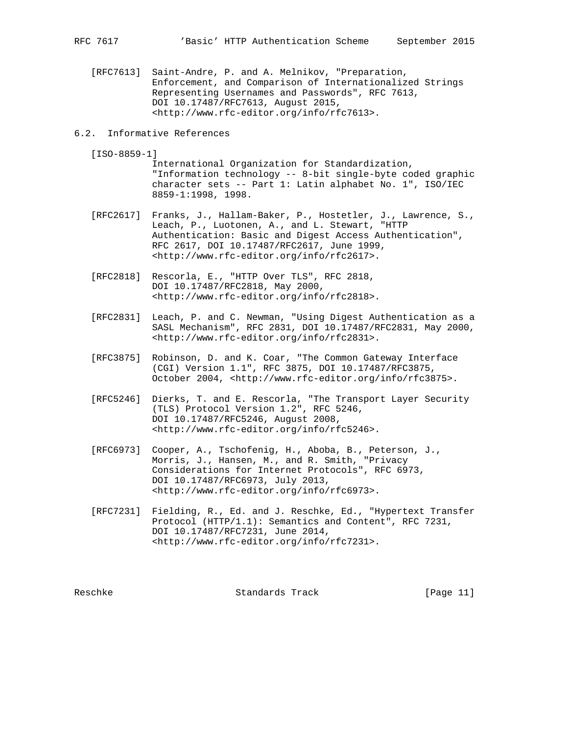[RFC7613] Saint-Andre, P. and A. Melnikov, "Preparation, Enforcement, and Comparison of Internationalized Strings Representing Usernames and Passwords", RFC 7613, DOI 10.17487/RFC7613, August 2015, <http://www.rfc-editor.org/info/rfc7613>.

## 6.2. Informative References

[ISO-8859-1] International Organization for Standardization, "Information technology -- 8-bit single-byte coded graphic character sets -- Part 1: Latin alphabet No. 1", ISO/IEC 8859-1:1998, 1998.

[RFC2617] Franks, J., Hallam-Baker, P., Hostetler, J., Lawrence, S., Leach, P., Luotonen, A., and L. Stewart, "HTTP Authentication: Basic and Digest Access Authentication", RFC 2617, DOI 10.17487/RFC2617, June 1999, <http://www.rfc-editor.org/info/rfc2617>.

[RFC2818] Rescorla, E., "HTTP Over TLS", RFC 2818, DOI 10.17487/RFC2818, May 2000, <http://www.rfc-editor.org/info/rfc2818>.

[RFC2831] Leach, P. and C. Newman, "Using Digest Authentication as a SASL Mechanism", RFC 2831, DOI 10.17487/RFC2831, May 2000, <http://www.rfc-editor.org/info/rfc2831>.

[RFC3875] Robinson, D. and K. Coar, "The Common Gateway Interface (CGI) Version 1.1", RFC 3875, DOI 10.17487/RFC3875, October 2004, <http://www.rfc-editor.org/info/rfc3875>.

[RFC5246] Dierks, T. and E. Rescorla, "The Transport Layer Security (TLS) Protocol Version 1.2", RFC 5246, DOI 10.17487/RFC5246, August 2008, <http://www.rfc-editor.org/info/rfc5246>.

[RFC6973] Cooper, A., Tschofenig, H., Aboba, B., Peterson, J., Morris, J., Hansen, M., and R. Smith, "Privacy Considerations for Internet Protocols", RFC 6973, DOI 10.17487/RFC6973, July 2013, <http://www.rfc-editor.org/info/rfc6973>.

[RFC7231] Fielding, R., Ed. and J. Reschke, Ed., "Hypertext Transfer Protocol (HTTP/1.1): Semantics and Content", RFC 7231, DOI 10.17487/RFC7231, June 2014, <http://www.rfc-editor.org/info/rfc7231>.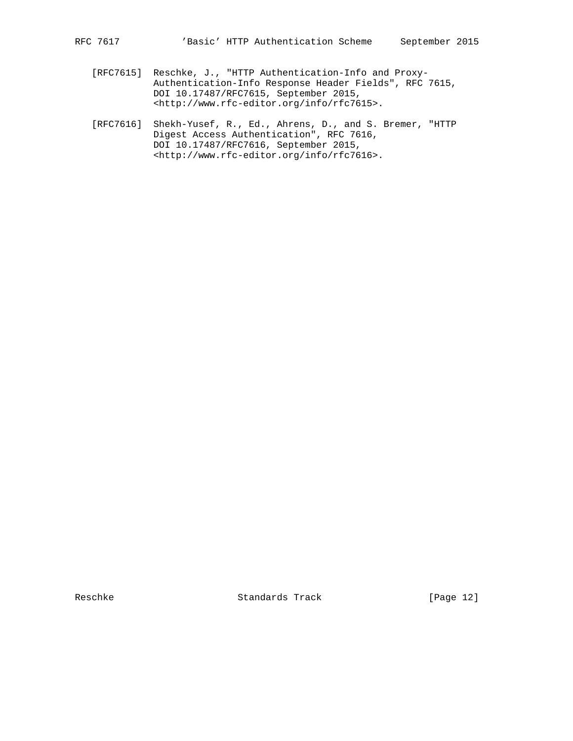[RFC7615] Reschke, J., "HTTP Authentication-Info and Proxy-Authentication-Info Response Header Fields", RFC 7615, DOI 10.17487/RFC7615, September 2015, <http://www.rfc-editor.org/info/rfc7615>.

[RFC7616] Shekh-Yusef, R., Ed., Ahrens, D., and S. Bremer, "HTTP Digest Access Authentication", RFC 7616, DOI 10.17487/RFC7616, September 2015, <http://www.rfc-editor.org/info/rfc7616>.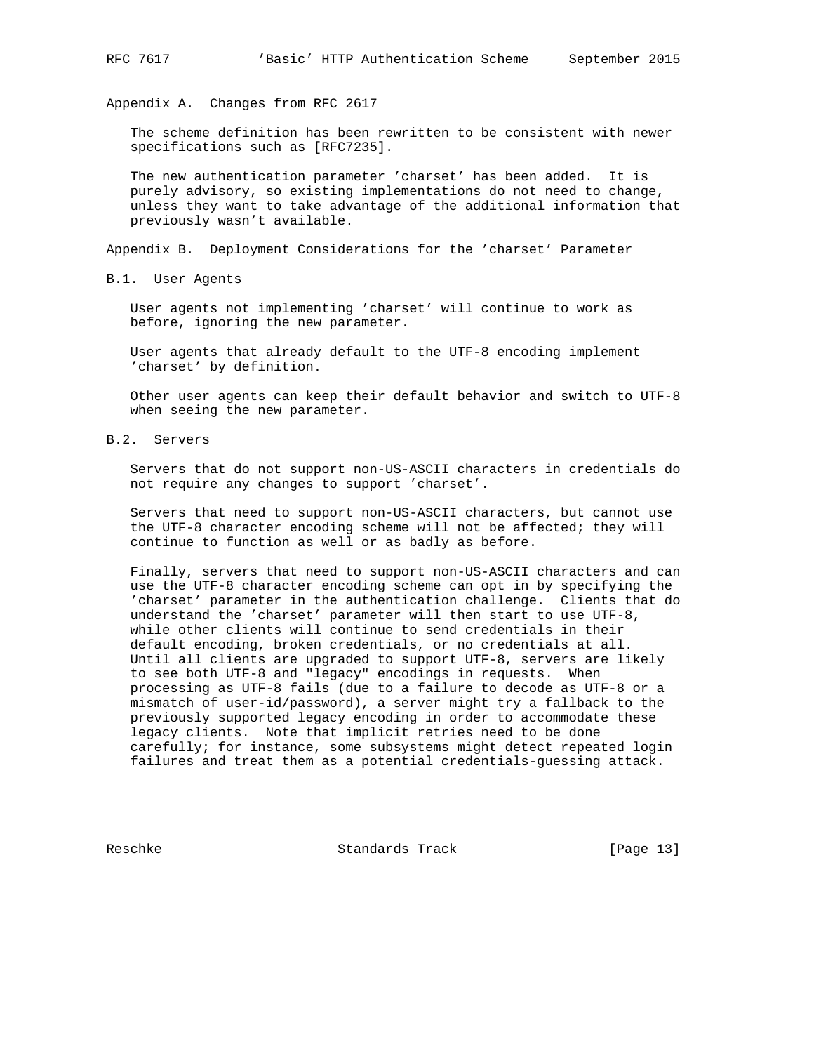## Appendix A. Changes from RFC 2617

The scheme definition has been rewritten to be consistent with newer specifications such as [RFC7235].

The new authentication parameter 'charset' has been added. It is purely advisory, so existing implementations do not need to change, unless they want to take advantage of the additional information that previously wasn't available.

## Appendix B. Deployment Considerations for the 'charset' Parameter

### B.1. User Agents

User agents not implementing 'charset' will continue to work as before, ignoring the new parameter.

User agents that already default to the UTF-8 encoding implement 'charset' by definition.

Other user agents can keep their default behavior and switch to UTF-8 when seeing the new parameter.

### B.2. Servers

Servers that do not support non-US-ASCII characters in credentials do not require any changes to support 'charset'.

Servers that need to support non-US-ASCII characters, but cannot use the UTF-8 character encoding scheme will not be affected; they will continue to function as well or as badly as before.

Finally, servers that need to support non-US-ASCII characters and can use the UTF-8 character encoding scheme can opt in by specifying the 'charset' parameter in the authentication challenge. Clients that do understand the 'charset' parameter will then start to use UTF-8, while other clients will continue to send credentials in their default encoding, broken credentials, or no credentials at all. Until all clients are upgraded to support UTF-8, servers are likely to see both UTF-8 and "legacy" encodings in requests. When processing as UTF-8 fails (due to a failure to decode as UTF-8 or a mismatch of user-id/password), a server might try a fallback to the previously supported legacy encoding in order to accommodate these legacy clients. Note that implicit retries need to be done carefully; for instance, some subsystems might detect repeated login failures and treat them as a potential credentials-guessing attack.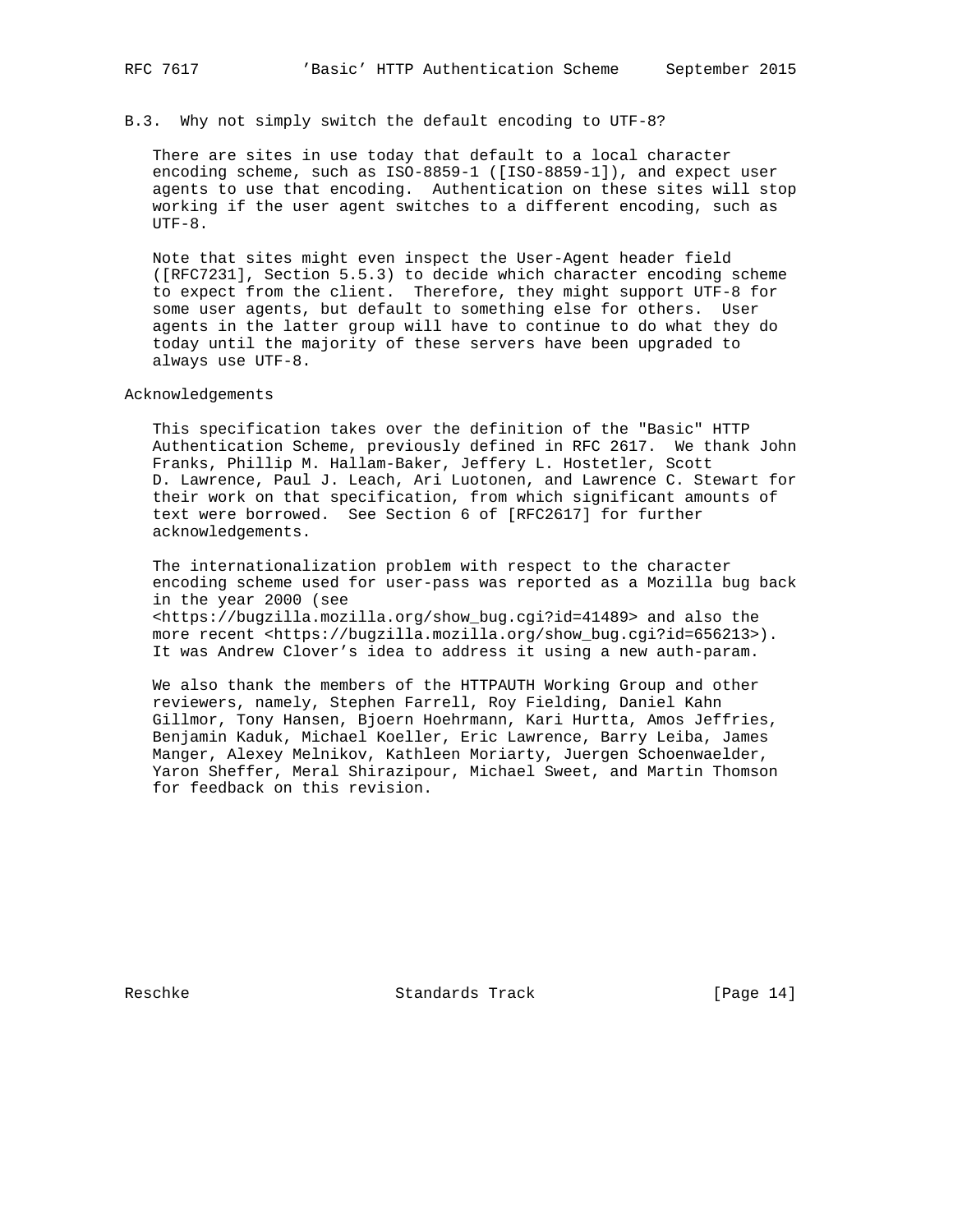### B.3. Why not simply switch the default encoding to UTF-8?

There are sites in use today that default to a local character encoding scheme, such as ISO-8859-1 ([ISO-8859-1]), and expect user agents to use that encoding. Authentication on these sites will stop working if the user agent switches to a different encoding, such as UTF-8.

Note that sites might even inspect the User-Agent header field ([RFC7231], Section 5.5.3) to decide which character encoding scheme to expect from the client. Therefore, they might support UTF-8 for some user agents, but default to something else for others. User agents in the latter group will have to continue to do what they do today until the majority of these servers have been upgraded to always use UTF-8.

## Acknowledgements

This specification takes over the definition of the "Basic" HTTP Authentication Scheme, previously defined in RFC 2617. We thank John Franks, Phillip M. Hallam-Baker, Jeffery L. Hostetler, Scott D. Lawrence, Paul J. Leach, Ari Luotonen, and Lawrence C. Stewart for their work on that specification, from which significant amounts of text were borrowed. See Section 6 of [RFC2617] for further acknowledgements.

The internationalization problem with respect to the character encoding scheme used for user-pass was reported as a Mozilla bug back in the year 2000 (see <https://bugzilla.mozilla.org/show_bug.cgi?id=41489> and also the more recent <https://bugzilla.mozilla.org/show_bug.cgi?id=656213>). It was Andrew Clover's idea to address it using a new auth-param.

We also thank the members of the HTTPAUTH Working Group and other reviewers, namely, Stephen Farrell, Roy Fielding, Daniel Kahn Gillmor, Tony Hansen, Bjoern Hoehrmann, Kari Hurtta, Amos Jeffries, Benjamin Kaduk, Michael Koeller, Eric Lawrence, Barry Leiba, James Manger, Alexey Melnikov, Kathleen Moriarty, Juergen Schoenwaelder, Yaron Sheffer, Meral Shirazipour, Michael Sweet, and Martin Thomson for feedback on this revision.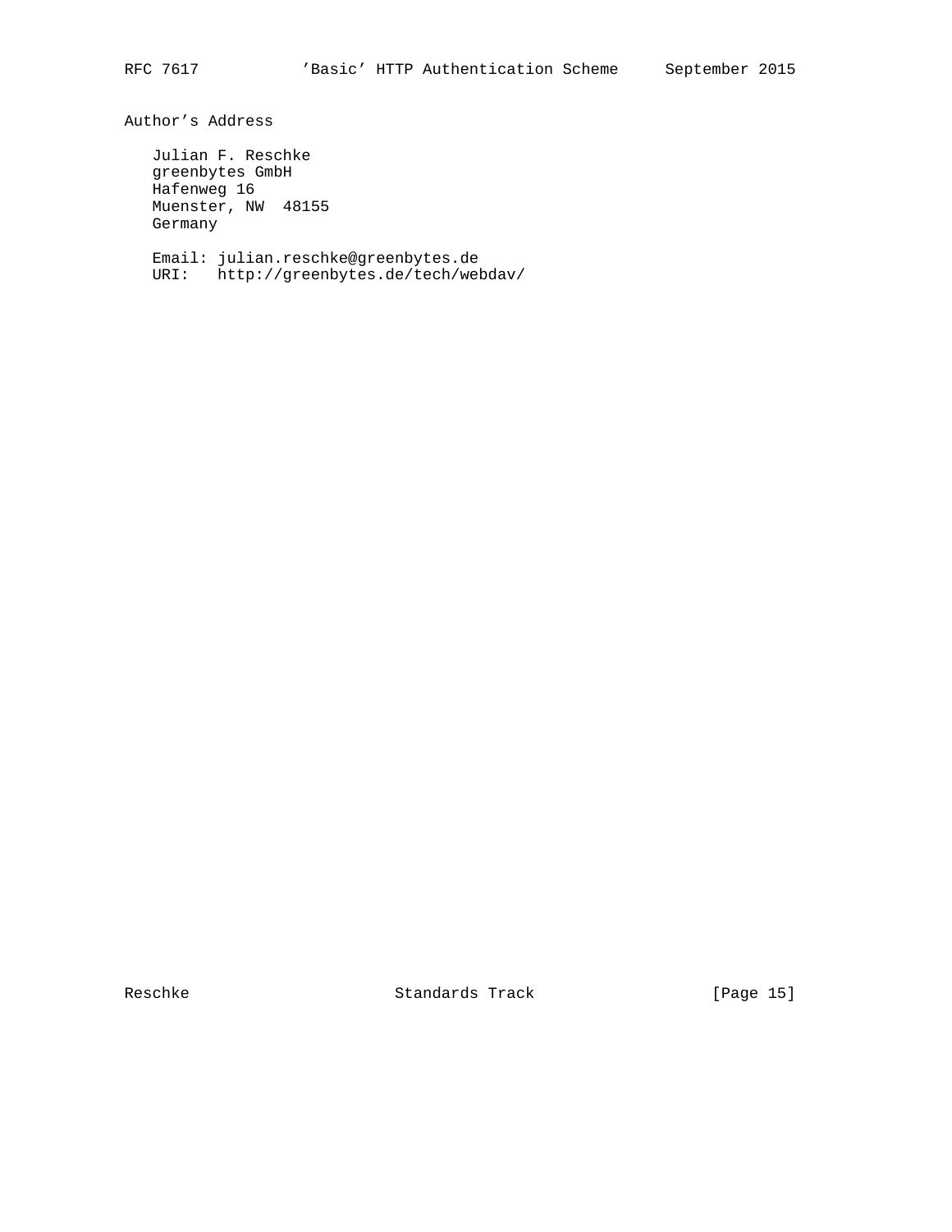## Author's Address

Julian F. Reschke  
greenbytes GmbH  
Hafenweg 16  
Muenster, NW 48155  
Germany

Email: julian.reschke@greenbytes.de  
URI: http://greenbytes.de/tech/webdav/